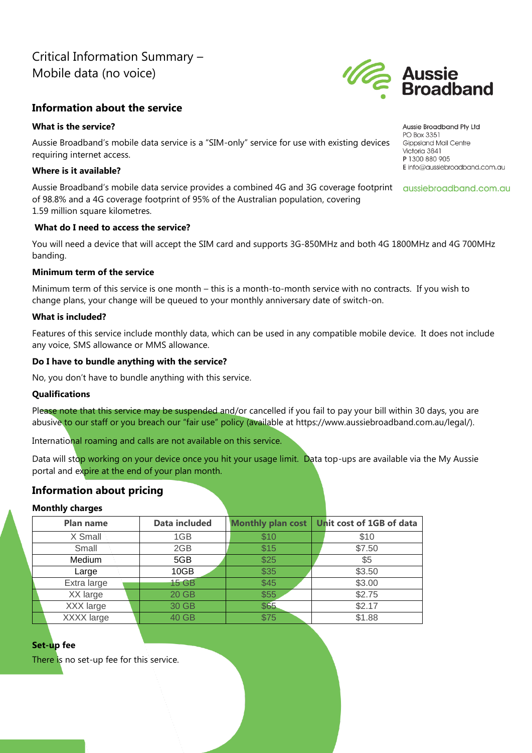# Critical Information Summary – Mobile data (no voice)

Aussie Broadband

Aussie Broadband Pty Ltd
PO Box 3351
Gippsland Mail Centre
Victoria 3841
**P** 1300 880 905
**E** info@aussiebroadband.com.au

aussiebroadband.com.au

## Information about the service

### What is the service?

Aussie Broadband's mobile data service is a "SIM-only" service for use with existing devices requiring internet access.

### Where is it available?

Aussie Broadband's mobile data service provides a combined 4G and 3G coverage footprint of 98.8% and a 4G coverage footprint of 95% of the Australian population, covering 1.59 million square kilometres.

### What do I need to access the service?

You will need a device that will accept the SIM card and supports 3G-850MHz and both 4G 1800MHz and 4G 700MHz banding.

### Minimum term of the service

Minimum term of this service is one month – this is a month-to-month service with no contracts. If you wish to change plans, your change will be queued to your monthly anniversary date of switch-on.

### What is included?

Features of this service include monthly data, which can be used in any compatible mobile device. It does not include any voice, SMS allowance or MMS allowance.

### Do I have to bundle anything with the service?

No, you don't have to bundle anything with this service.

### Qualifications

Please note that this service may be suspended and/or cancelled if you fail to pay your bill within 30 days, you are abusive to our staff or you breach our "fair use" policy (available at https://www.aussiebroadband.com.au/legal/).

International roaming and calls are not available on this service.

Data will stop working on your device once you hit your usage limit. Data top-ups are available via the My Aussie portal and expire at the end of your plan month.

## Information about pricing

### Monthly charges

| Plan name | Data included | Monthly plan cost | Unit cost of 1GB of data |
|---|---|---|---|
| X Small | 1GB | $10 | $10 |
| Small | 2GB | $15 | $7.50 |
| Medium | 5GB | $25 | $5 |
| Large | 10GB | $35 | $3.50 |
| Extra large | 15 GB | $45 | $3.00 |
| XX large | 20 GB | $55 | $2.75 |
| XXX large | 30 GB | $65 | $2.17 |
| XXXX large | 40 GB | $75 | $1.88 |

### Set-up fee

There is no set-up fee for this service.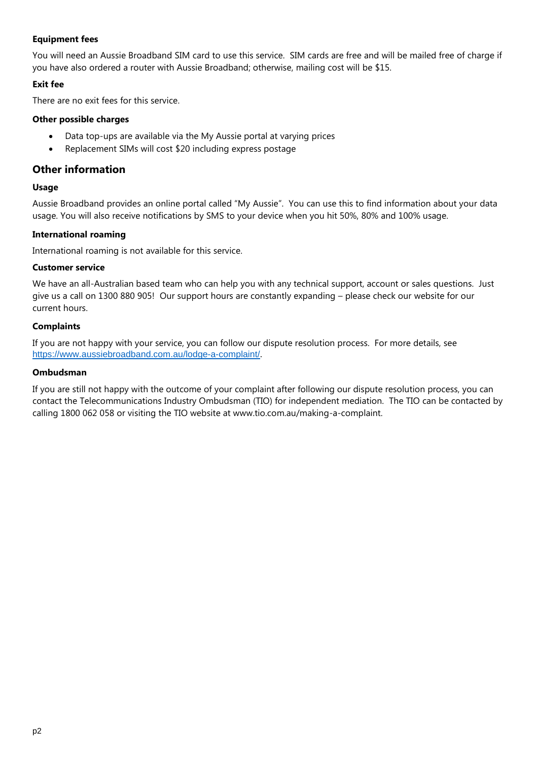**Equipment fees**

You will need an Aussie Broadband SIM card to use this service. SIM cards are free and will be mailed free of charge if you have also ordered a router with Aussie Broadband; otherwise, mailing cost will be $15.

**Exit fee**

There are no exit fees for this service.

**Other possible charges**

- Data top-ups are available via the My Aussie portal at varying prices
- Replacement SIMs will cost $20 including express postage

## Other information

**Usage**

Aussie Broadband provides an online portal called "My Aussie". You can use this to find information about your data usage. You will also receive notifications by SMS to your device when you hit 50%, 80% and 100% usage.

**International roaming**

International roaming is not available for this service.

**Customer service**

We have an all-Australian based team who can help you with any technical support, account or sales questions. Just give us a call on 1300 880 905! Our support hours are constantly expanding – please check our website for our current hours.

**Complaints**

If you are not happy with your service, you can follow our dispute resolution process. For more details, see https://www.aussiebroadband.com.au/lodge-a-complaint/.

**Ombudsman**

If you are still not happy with the outcome of your complaint after following our dispute resolution process, you can contact the Telecommunications Industry Ombudsman (TIO) for independent mediation. The TIO can be contacted by calling 1800 062 058 or visiting the TIO website at www.tio.com.au/making-a-complaint.